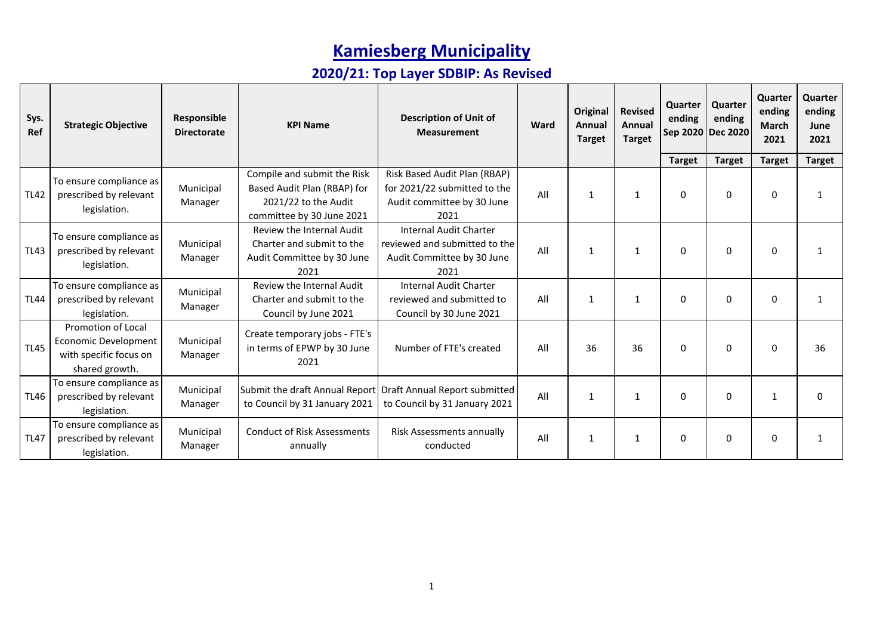# Kamiesberg Municipality

## 2020/21: Top Layer SDBIP: As Revised

| Sys. Ref | Strategic Objective | Responsible Directorate | KPI Name | Description of Unit of Measurement | Ward | Original Annual Target | Revised Annual Target | Quarter ending Sep 2020 | Quarter ending Dec 2020 | Quarter ending March 2021 | Quarter ending June 2021 |
|---|---|---|---|---|---|---|---|---|---|---|---|
| | | | | | | | | Target | Target | Target | Target |
| TL42 | To ensure compliance as prescribed by relevant legislation. | Municipal Manager | Compile and submit the Risk Based Audit Plan (RBAP) for 2021/22 to the Audit committee by 30 June 2021 | Risk Based Audit Plan (RBAP) for 2021/22 submitted to the Audit committee by 30 June 2021 | All | 1 | 1 | 0 | 0 | 0 | 1 |
| TL43 | To ensure compliance as prescribed by relevant legislation. | Municipal Manager | Review the Internal Audit Charter and submit to the Audit Committee by 30 June 2021 | Internal Audit Charter reviewed and submitted to the Audit Committee by 30 June 2021 | All | 1 | 1 | 0 | 0 | 0 | 1 |
| TL44 | To ensure compliance as prescribed by relevant legislation. | Municipal Manager | Review the Internal Audit Charter and submit to the Council by June 2021 | Internal Audit Charter reviewed and submitted to Council by 30 June 2021 | All | 1 | 1 | 0 | 0 | 0 | 1 |
| TL45 | Promotion of Local Economic Development with specific focus on shared growth. | Municipal Manager | Create temporary jobs - FTE's in terms of EPWP by 30 June 2021 | Number of FTE's created | All | 36 | 36 | 0 | 0 | 0 | 36 |
| TL46 | To ensure compliance as prescribed by relevant legislation. | Municipal Manager | Submit the draft Annual Report to Council by 31 January 2021 | Draft Annual Report submitted to Council by 31 January 2021 | All | 1 | 1 | 0 | 0 | 1 | 0 |
| TL47 | To ensure compliance as prescribed by relevant legislation. | Municipal Manager | Conduct of Risk Assessments annually | Risk Assessments annually conducted | All | 1 | 1 | 0 | 0 | 0 | 1 |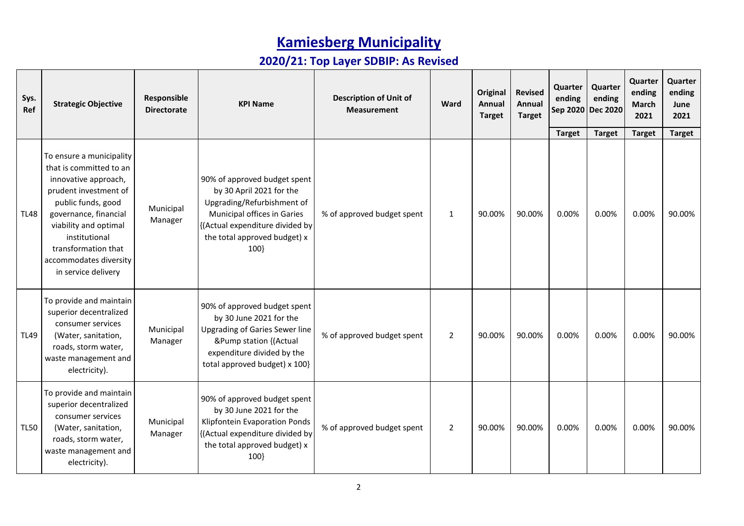# Kamiesberg Municipality

## 2020/21: Top Layer SDBIP: As Revised

| Sys. Ref | Strategic Objective | Responsible Directorate | KPI Name | Description of Unit of Measurement | Ward | Original Annual Target | Revised Annual Target | Quarter ending Sep 2020 | Quarter ending Dec 2020 | Quarter ending March 2021 | Quarter ending June 2021 |
|---|---|---|---|---|---|---|---|---|---|---|---|
| | | | | | | | | Target | Target | Target | Target |
| TL48 | To ensure a municipality that is committed to an innovative approach, prudent investment of public funds, good governance, financial viability and optimal institutional transformation that accommodates diversity in service delivery | Municipal Manager | 90% of approved budget spent by 30 April 2021 for the Upgrading/Refurbishment of Municipal offices in Garies {(Actual expenditure divided by the total approved budget) x 100} | % of approved budget spent | 1 | 90.00% | 90.00% | 0.00% | 0.00% | 0.00% | 90.00% |
| TL49 | To provide and maintain superior decentralized consumer services (Water, sanitation, roads, storm water, waste management and electricity). | Municipal Manager | 90% of approved budget spent by 30 June 2021 for the Upgrading of Garies Sewer line &Pump station {(Actual expenditure divided by the total approved budget) x 100} | % of approved budget spent | 2 | 90.00% | 90.00% | 0.00% | 0.00% | 0.00% | 90.00% |
| TL50 | To provide and maintain superior decentralized consumer services (Water, sanitation, roads, storm water, waste management and electricity). | Municipal Manager | 90% of approved budget spent by 30 June 2021 for the Klipfontein Evaporation Ponds {(Actual expenditure divided by the total approved budget) x 100} | % of approved budget spent | 2 | 90.00% | 90.00% | 0.00% | 0.00% | 0.00% | 90.00% |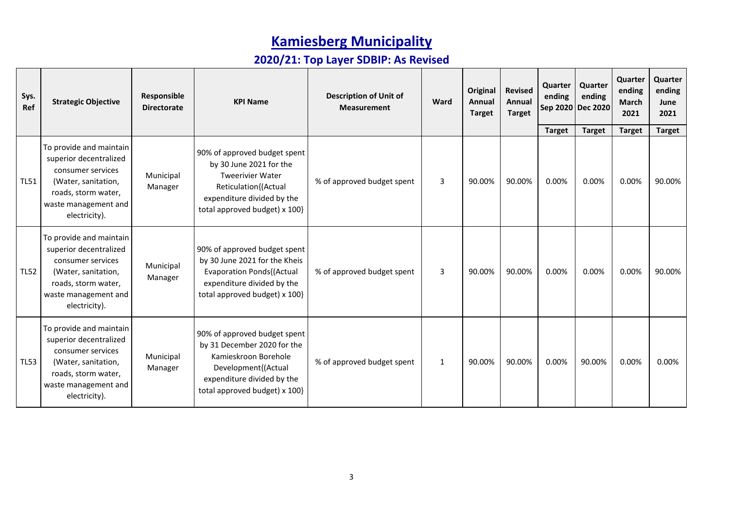# Kamiesberg Municipality

## 2020/21: Top Layer SDBIP: As Revised

| Sys. Ref | Strategic Objective | Responsible Directorate | KPI Name | Description of Unit of Measurement | Ward | Original Annual Target | Revised Annual Target | Quarter ending Sep 2020 | Quarter ending Dec 2020 | Quarter ending March 2021 | Quarter ending June 2021 |
|---|---|---|---|---|---|---|---|---|---|---|---|
| | | | | | | | | Target | Target | Target | Target |
| TL51 | To provide and maintain superior decentralized consumer services (Water, sanitation, roads, storm water, waste management and electricity). | Municipal Manager | 90% of approved budget spent by 30 June 2021 for the Tweerivier Water Reticulation{(Actual expenditure divided by the total approved budget) x 100} | % of approved budget spent | 3 | 90.00% | 90.00% | 0.00% | 0.00% | 0.00% | 90.00% |
| TL52 | To provide and maintain superior decentralized consumer services (Water, sanitation, roads, storm water, waste management and electricity). | Municipal Manager | 90% of approved budget spent by 30 June 2021 for the Kheis Evaporation Ponds{(Actual expenditure divided by the total approved budget) x 100} | % of approved budget spent | 3 | 90.00% | 90.00% | 0.00% | 0.00% | 0.00% | 90.00% |
| TL53 | To provide and maintain superior decentralized consumer services (Water, sanitation, roads, storm water, waste management and electricity). | Municipal Manager | 90% of approved budget spent by 31 December 2020 for the Kamieskroon Borehole Development{(Actual expenditure divided by the total approved budget) x 100} | % of approved budget spent | 1 | 90.00% | 90.00% | 0.00% | 90.00% | 0.00% | 0.00% |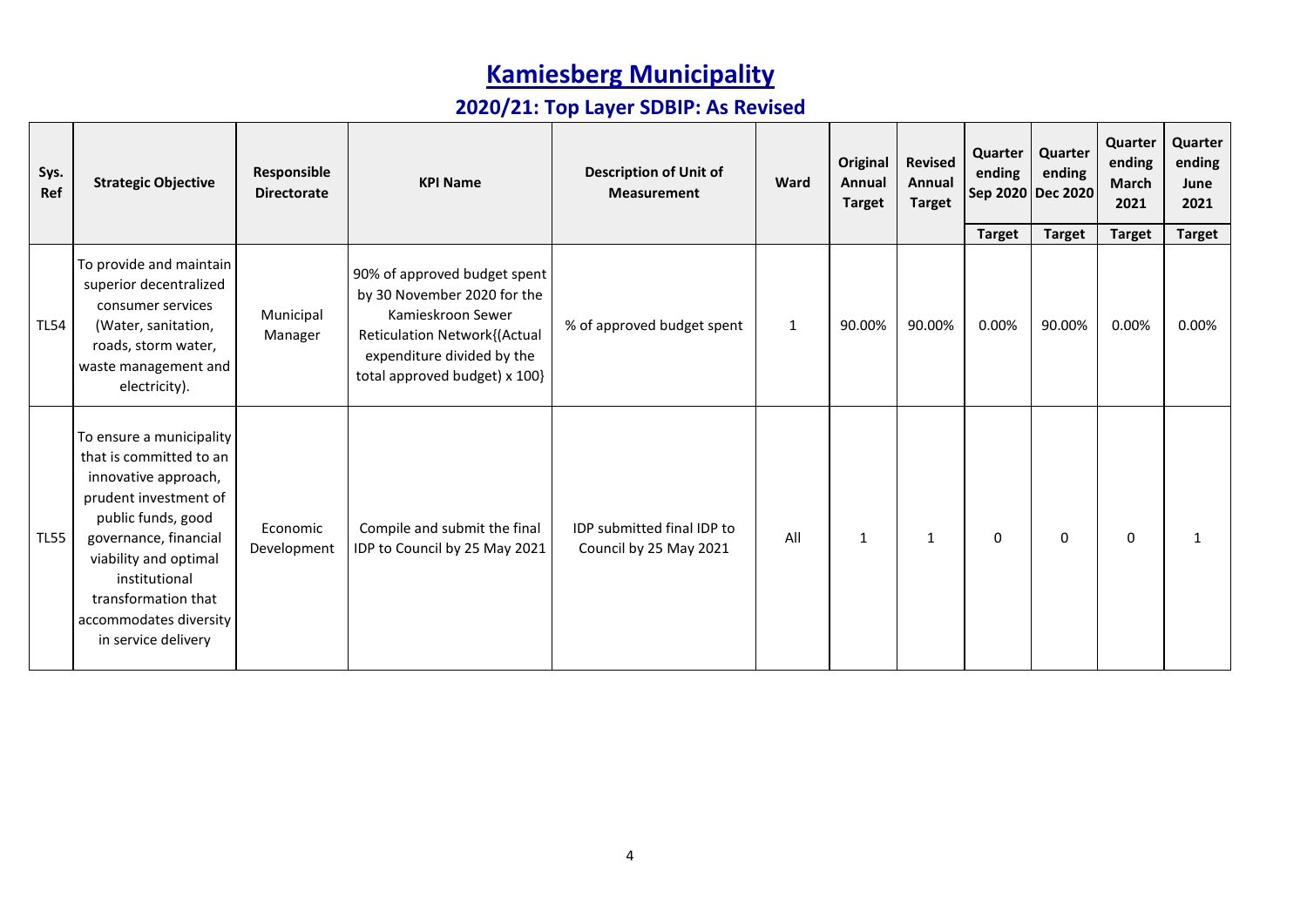# Kamiesberg Municipality

## 2020/21: Top Layer SDBIP: As Revised

| Sys. Ref | Strategic Objective | Responsible Directorate | KPI Name | Description of Unit of Measurement | Ward | Original Annual Target | Revised Annual Target | Quarter ending Sep 2020 | Quarter ending Dec 2020 | Quarter ending March 2021 | Quarter ending June 2021 |
|---|---|---|---|---|---|---|---|---|---|---|---|
| | | | | | | | | Target | Target | Target | Target |
| TL54 | To provide and maintain superior decentralized consumer services (Water, sanitation, roads, storm water, waste management and electricity). | Municipal Manager | 90% of approved budget spent by 30 November 2020 for the Kamieskroon Sewer Reticulation Network{(Actual expenditure divided by the total approved budget) x 100} | % of approved budget spent | 1 | 90.00% | 90.00% | 0.00% | 90.00% | 0.00% | 0.00% |
| TL55 | To ensure a municipality that is committed to an innovative approach, prudent investment of public funds, good governance, financial viability and optimal institutional transformation that accommodates diversity in service delivery | Economic Development | Compile and submit the final IDP to Council by 25 May 2021 | IDP submitted final IDP to Council by 25 May 2021 | All | 1 | 1 | 0 | 0 | 0 | 1 |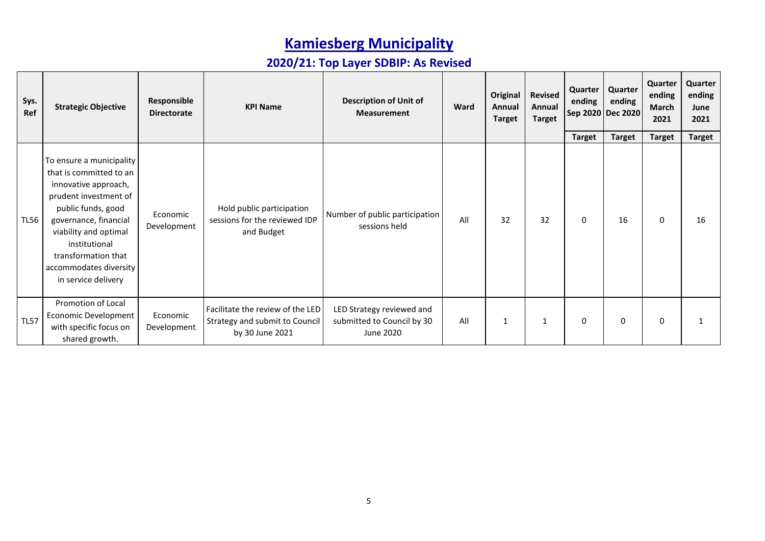# Kamiesberg Municipality

## 2020/21: Top Layer SDBIP: As Revised

| Sys. Ref | Strategic Objective | Responsible Directorate | KPI Name | Description of Unit of Measurement | Ward | Original Annual Target | Revised Annual Target | Quarter ending Sep 2020 | Quarter ending Dec 2020 | Quarter ending March 2021 | Quarter ending June 2021 |
|---|---|---|---|---|---|---|---|---|---|---|---|
| | | | | | | | | Target | Target | Target | Target |
| TL56 | To ensure a municipality that is committed to an innovative approach, prudent investment of public funds, good governance, financial viability and optimal institutional transformation that accommodates diversity in service delivery | Economic Development | Hold public participation sessions for the reviewed IDP and Budget | Number of public participation sessions held | All | 32 | 32 | 0 | 16 | 0 | 16 |
| TL57 | Promotion of Local Economic Development with specific focus on shared growth. | Economic Development | Facilitate the review of the LED Strategy and submit to Council by 30 June 2021 | LED Strategy reviewed and submitted to Council by 30 June 2020 | All | 1 | 1 | 0 | 0 | 0 | 1 |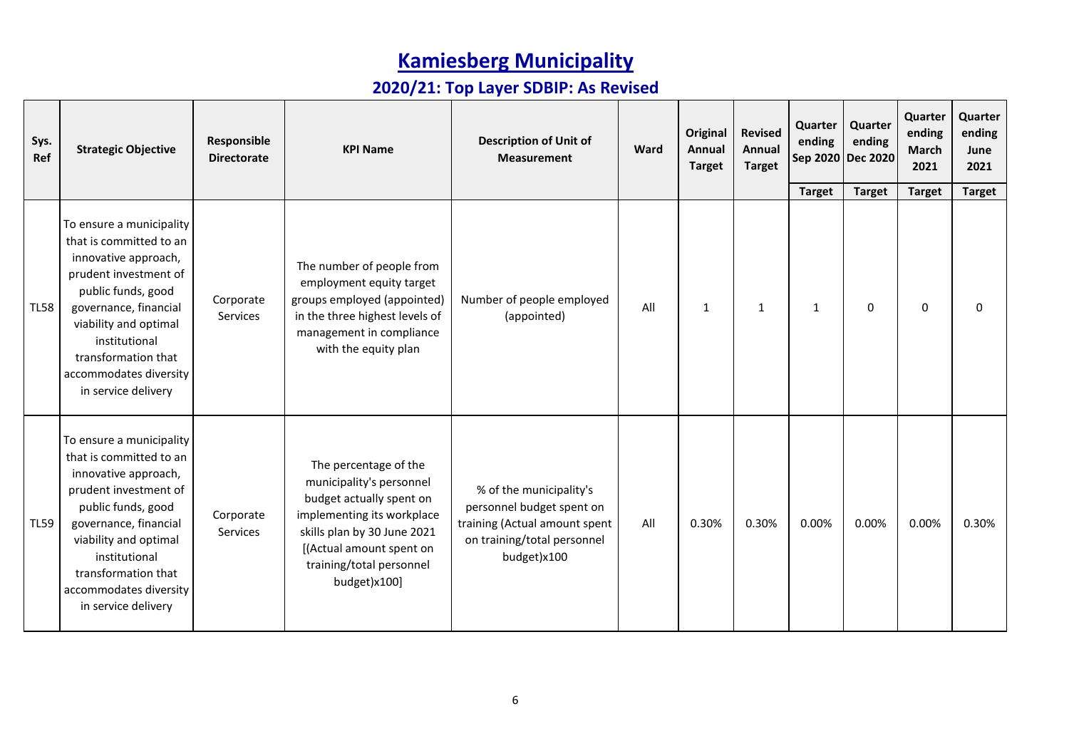# Kamiesberg Municipality

## 2020/21: Top Layer SDBIP: As Revised

| Sys. Ref | Strategic Objective | Responsible Directorate | KPI Name | Description of Unit of Measurement | Ward | Original Annual Target | Revised Annual Target | Quarter ending Sep 2020 | Quarter ending Dec 2020 | Quarter ending March 2021 | Quarter ending June 2021 |
|---|---|---|---|---|---|---|---|---|---|---|---|
| | | | | | | | | Target | Target | Target | Target |
| TL58 | To ensure a municipality that is committed to an innovative approach, prudent investment of public funds, good governance, financial viability and optimal institutional transformation that accommodates diversity in service delivery | Corporate Services | The number of people from employment equity target groups employed (appointed) in the three highest levels of management in compliance with the equity plan | Number of people employed (appointed) | All | 1 | 1 | 1 | 0 | 0 | 0 |
| TL59 | To ensure a municipality that is committed to an innovative approach, prudent investment of public funds, good governance, financial viability and optimal institutional transformation that accommodates diversity in service delivery | Corporate Services | The percentage of the municipality's personnel budget actually spent on implementing its workplace skills plan by 30 June 2021 [(Actual amount spent on training/total personnel budget)x100] | % of the municipality's personnel budget spent on training (Actual amount spent on training/total personnel budget)x100 | All | 0.30% | 0.30% | 0.00% | 0.00% | 0.00% | 0.30% |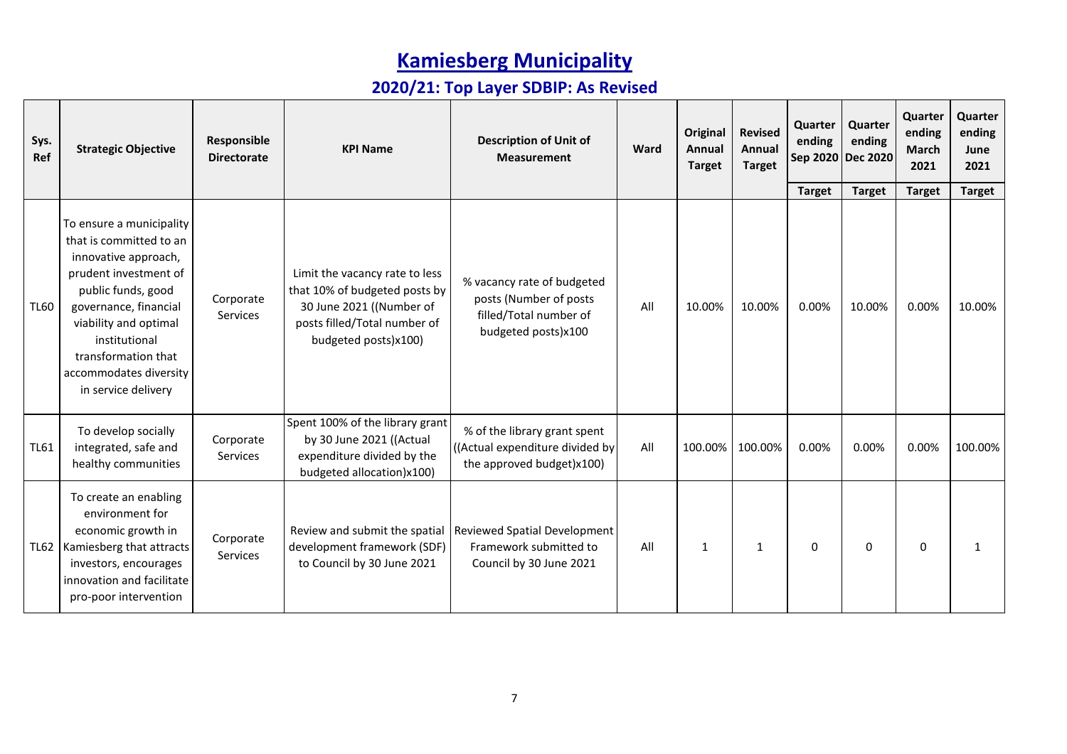# Kamiesberg Municipality

## 2020/21: Top Layer SDBIP: As Revised

| Sys. Ref | Strategic Objective | Responsible Directorate | KPI Name | Description of Unit of Measurement | Ward | Original Annual Target | Revised Annual Target | Quarter ending Sep 2020 | Quarter ending Dec 2020 | Quarter ending March 2021 | Quarter ending June 2021 |
|---|---|---|---|---|---|---|---|---|---|---|---|
| | | | | | | | | Target | Target | Target | Target |
| TL60 | To ensure a municipality that is committed to an innovative approach, prudent investment of public funds, good governance, financial viability and optimal institutional transformation that accommodates diversity in service delivery | Corporate Services | Limit the vacancy rate to less that 10% of budgeted posts by 30 June 2021 ((Number of posts filled/Total number of budgeted posts)x100) | % vacancy rate of budgeted posts (Number of posts filled/Total number of budgeted posts)x100 | All | 10.00% | 10.00% | 0.00% | 10.00% | 0.00% | 10.00% |
| TL61 | To develop socially integrated, safe and healthy communities | Corporate Services | Spent 100% of the library grant by 30 June 2021 ((Actual expenditure divided by the budgeted allocation)x100) | % of the library grant spent ((Actual expenditure divided by the approved budget)x100) | All | 100.00% | 100.00% | 0.00% | 0.00% | 0.00% | 100.00% |
| TL62 | To create an enabling environment for economic growth in Kamiesberg that attracts investors, encourages innovation and facilitate pro-poor intervention | Corporate Services | Review and submit the spatial development framework (SDF) to Council by 30 June 2021 | Reviewed Spatial Development Framework submitted to Council by 30 June 2021 | All | 1 | 1 | 0 | 0 | 0 | 1 |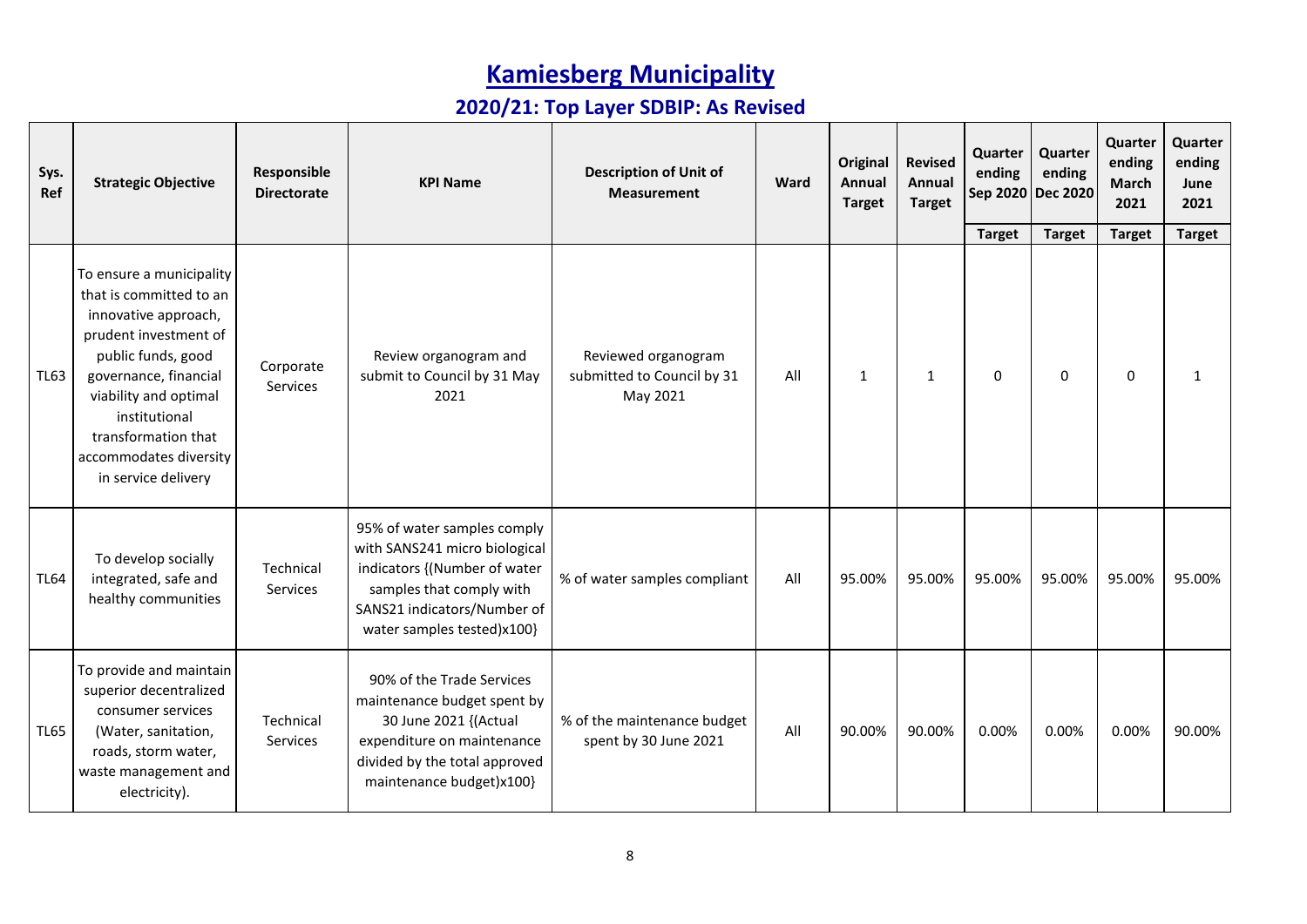# Kamiesberg Municipality

## 2020/21: Top Layer SDBIP: As Revised

| Sys. Ref | Strategic Objective | Responsible Directorate | KPI Name | Description of Unit of Measurement | Ward | Original Annual Target | Revised Annual Target | Quarter ending Sep 2020 | Quarter ending Dec 2020 | Quarter ending March 2021 | Quarter ending June 2021 |
|---|---|---|---|---|---|---|---|---|---|---|---|
| | | | | | | | | Target | Target | Target | Target |
| TL63 | To ensure a municipality that is committed to an innovative approach, prudent investment of public funds, good governance, financial viability and optimal institutional transformation that accommodates diversity in service delivery | Corporate Services | Review organogram and submit to Council by 31 May 2021 | Reviewed organogram submitted to Council by 31 May 2021 | All | 1 | 1 | 0 | 0 | 0 | 1 |
| TL64 | To develop socially integrated, safe and healthy communities | Technical Services | 95% of water samples comply with SANS241 micro biological indicators {(Number of water samples that comply with SANS21 indicators/Number of water samples tested)x100} | % of water samples compliant | All | 95.00% | 95.00% | 95.00% | 95.00% | 95.00% | 95.00% |
| TL65 | To provide and maintain superior decentralized consumer services (Water, sanitation, roads, storm water, waste management and electricity). | Technical Services | 90% of the Trade Services maintenance budget spent by 30 June 2021 {(Actual expenditure on maintenance divided by the total approved maintenance budget)x100} | % of the maintenance budget spent by 30 June 2021 | All | 90.00% | 90.00% | 0.00% | 0.00% | 0.00% | 90.00% |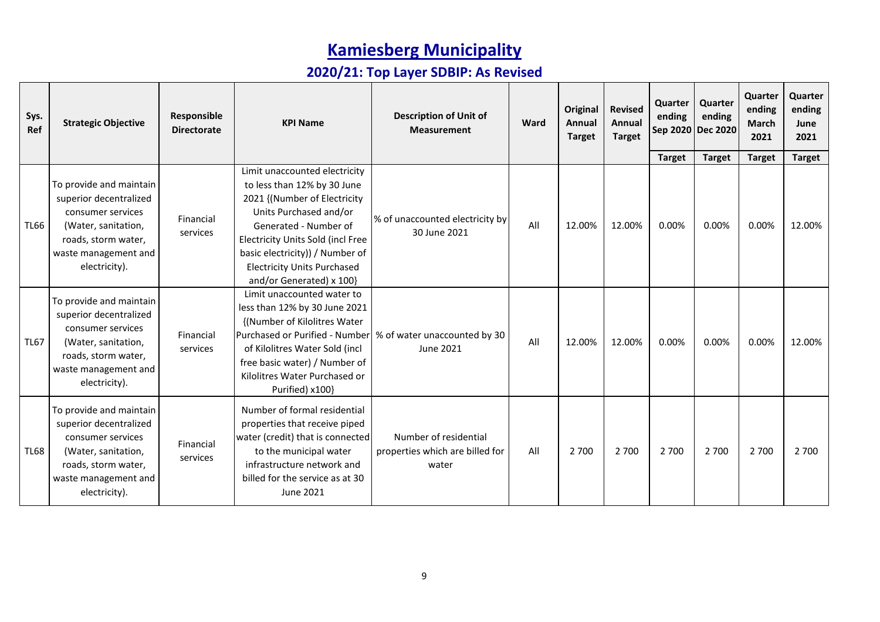# Kamiesberg Municipality

## 2020/21: Top Layer SDBIP: As Revised

| Sys. Ref | Strategic Objective | Responsible Directorate | KPI Name | Description of Unit of Measurement | Ward | Original Annual Target | Revised Annual Target | Quarter ending Sep 2020 | Quarter ending Dec 2020 | Quarter ending March 2021 | Quarter ending June 2021 |
|---|---|---|---|---|---|---|---|---|---|---|---|
| | | | | | | | | Target | Target | Target | Target |
| TL66 | To provide and maintain superior decentralized consumer services (Water, sanitation, roads, storm water, waste management and electricity). | Financial services | Limit unaccounted electricity to less than 12% by 30 June 2021 {(Number of Electricity Units Purchased and/or Generated - Number of Electricity Units Sold (incl Free basic electricity)) / Number of Electricity Units Purchased and/or Generated) x 100} | % of unaccounted electricity by 30 June 2021 | All | 12.00% | 12.00% | 0.00% | 0.00% | 0.00% | 12.00% |
| TL67 | To provide and maintain superior decentralized consumer services (Water, sanitation, roads, storm water, waste management and electricity). | Financial services | Limit unaccounted water to less than 12% by 30 June 2021 {(Number of Kilolitres Water Purchased or Purified - Number of Kilolitres Water Sold (incl free basic water) / Number of Kilolitres Water Purchased or Purified) x100} | % of water unaccounted by 30 June 2021 | All | 12.00% | 12.00% | 0.00% | 0.00% | 0.00% | 12.00% |
| TL68 | To provide and maintain superior decentralized consumer services (Water, sanitation, roads, storm water, waste management and electricity). | Financial services | Number of formal residential properties that receive piped water (credit) that is connected to the municipal water infrastructure network and billed for the service as at 30 June 2021 | Number of residential properties which are billed for water | All | 2 700 | 2 700 | 2 700 | 2 700 | 2 700 | 2 700 |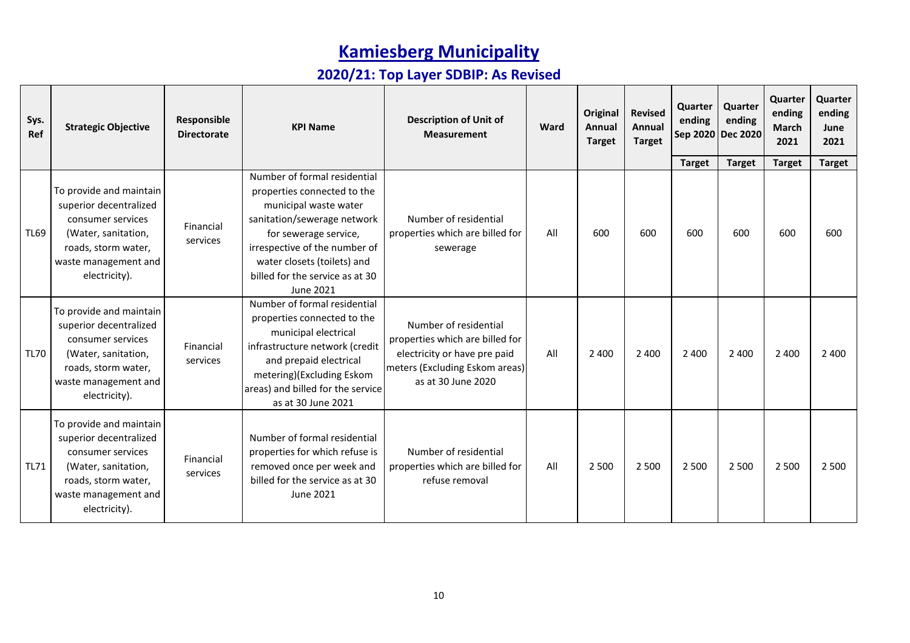# Kamiesberg Municipality

## 2020/21: Top Layer SDBIP: As Revised

| Sys. Ref | Strategic Objective | Responsible Directorate | KPI Name | Description of Unit of Measurement | Ward | Original Annual Target | Revised Annual Target | Quarter ending Sep 2020 | Quarter ending Dec 2020 | Quarter ending March 2021 | Quarter ending June 2021 |
|---|---|---|---|---|---|---|---|---|---|---|---|
| | | | | | | | | Target | Target | Target | Target |
| TL69 | To provide and maintain superior decentralized consumer services (Water, sanitation, roads, storm water, waste management and electricity). | Financial services | Number of formal residential properties connected to the municipal waste water sanitation/sewerage network for sewerage service, irrespective of the number of water closets (toilets) and billed for the service as at 30 June 2021 | Number of residential properties which are billed for sewerage | All | 600 | 600 | 600 | 600 | 600 | 600 |
| TL70 | To provide and maintain superior decentralized consumer services (Water, sanitation, roads, storm water, waste management and electricity). | Financial services | Number of formal residential properties connected to the municipal electrical infrastructure network (credit and prepaid electrical metering)(Excluding Eskom areas) and billed for the service as at 30 June 2021 | Number of residential properties which are billed for electricity or have pre paid meters (Excluding Eskom areas) as at 30 June 2020 | All | 2 400 | 2 400 | 2 400 | 2 400 | 2 400 | 2 400 |
| TL71 | To provide and maintain superior decentralized consumer services (Water, sanitation, roads, storm water, waste management and electricity). | Financial services | Number of formal residential properties for which refuse is removed once per week and billed for the service as at 30 June 2021 | Number of residential properties which are billed for refuse removal | All | 2 500 | 2 500 | 2 500 | 2 500 | 2 500 | 2 500 |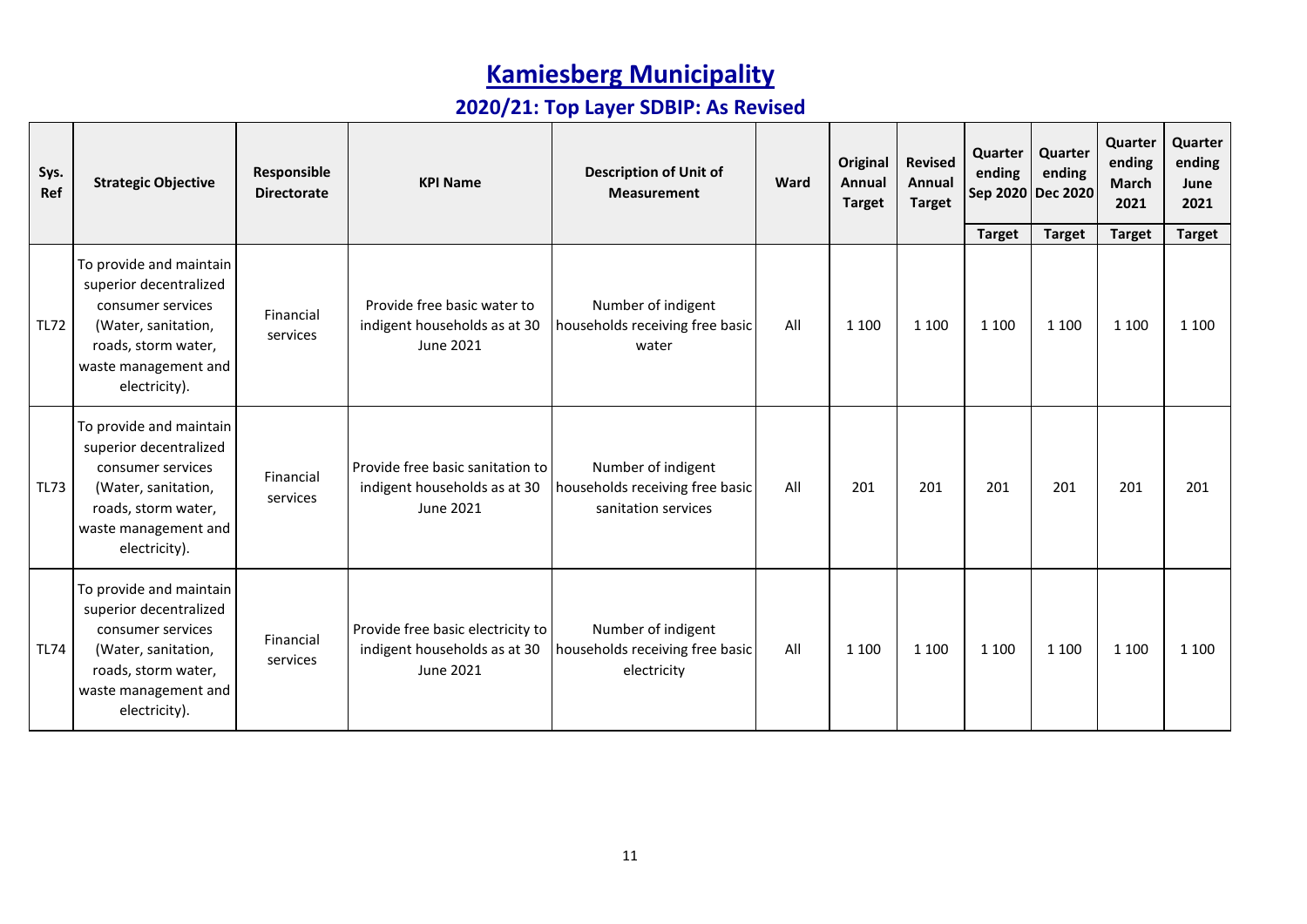# Kamiesberg Municipality

## 2020/21: Top Layer SDBIP: As Revised

| Sys. Ref | Strategic Objective | Responsible Directorate | KPI Name | Description of Unit of Measurement | Ward | Original Annual Target | Revised Annual Target | Quarter ending Sep 2020 | Quarter ending Dec 2020 | Quarter ending March 2021 | Quarter ending June 2021 |
|---|---|---|---|---|---|---|---|---|---|---|---|
| | | | | | | | | Target | Target | Target | Target |
| TL72 | To provide and maintain superior decentralized consumer services (Water, sanitation, roads, storm water, waste management and electricity). | Financial services | Provide free basic water to indigent households as at 30 June 2021 | Number of indigent households receiving free basic water | All | 1 100 | 1 100 | 1 100 | 1 100 | 1 100 | 1 100 |
| TL73 | To provide and maintain superior decentralized consumer services (Water, sanitation, roads, storm water, waste management and electricity). | Financial services | Provide free basic sanitation to indigent households as at 30 June 2021 | Number of indigent households receiving free basic sanitation services | All | 201 | 201 | 201 | 201 | 201 | 201 |
| TL74 | To provide and maintain superior decentralized consumer services (Water, sanitation, roads, storm water, waste management and electricity). | Financial services | Provide free basic electricity to indigent households as at 30 June 2021 | Number of indigent households receiving free basic electricity | All | 1 100 | 1 100 | 1 100 | 1 100 | 1 100 | 1 100 |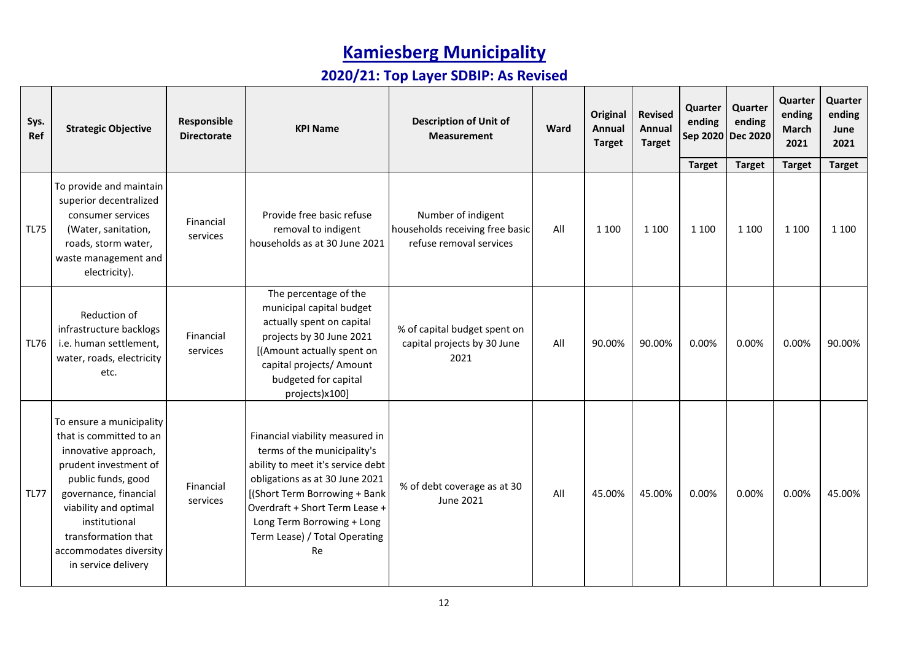# Kamiesberg Municipality

## 2020/21: Top Layer SDBIP: As Revised

| Sys. Ref | Strategic Objective | Responsible Directorate | KPI Name | Description of Unit of Measurement | Ward | Original Annual Target | Revised Annual Target | Quarter ending Sep 2020 | Quarter ending Dec 2020 | Quarter ending March 2021 | Quarter ending June 2021 |
|---|---|---|---|---|---|---|---|---|---|---|---|
| | | | | | | | | Target | Target | Target | Target |
| TL75 | To provide and maintain superior decentralized consumer services (Water, sanitation, roads, storm water, waste management and electricity). | Financial services | Provide free basic refuse removal to indigent households as at 30 June 2021 | Number of indigent households receiving free basic refuse removal services | All | 1 100 | 1 100 | 1 100 | 1 100 | 1 100 | 1 100 |
| TL76 | Reduction of infrastructure backlogs i.e. human settlement, water, roads, electricity etc. | Financial services | The percentage of the municipal capital budget actually spent on capital projects by 30 June 2021 [(Amount actually spent on capital projects/ Amount budgeted for capital projects)x100] | % of capital budget spent on capital projects by 30 June 2021 | All | 90.00% | 90.00% | 0.00% | 0.00% | 0.00% | 90.00% |
| TL77 | To ensure a municipality that is committed to an innovative approach, prudent investment of public funds, good governance, financial viability and optimal institutional transformation that accommodates diversity in service delivery | Financial services | Financial viability measured in terms of the municipality's ability to meet it's service debt obligations as at 30 June 2021 [(Short Term Borrowing + Bank Overdraft + Short Term Lease + Long Term Borrowing + Long Term Lease) / Total Operating Re | % of debt coverage as at 30 June 2021 | All | 45.00% | 45.00% | 0.00% | 0.00% | 0.00% | 45.00% |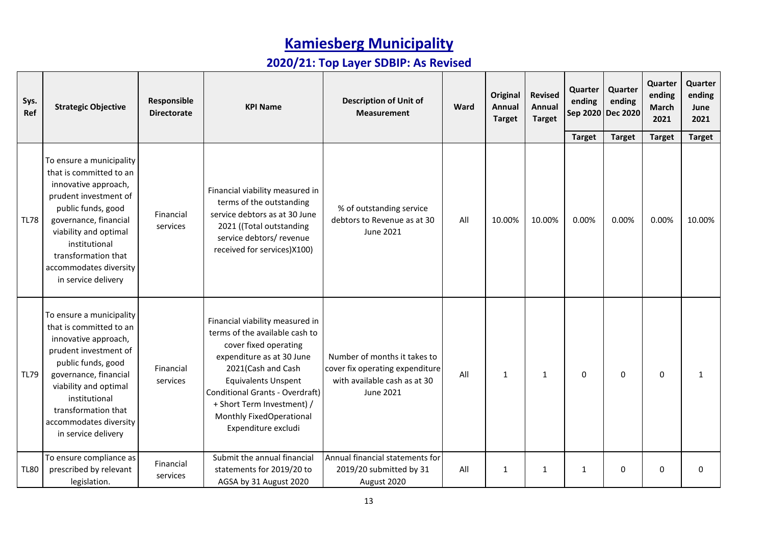# Kamiesberg Municipality

## 2020/21: Top Layer SDBIP: As Revised

| Sys. Ref | Strategic Objective | Responsible Directorate | KPI Name | Description of Unit of Measurement | Ward | Original Annual Target | Revised Annual Target | Quarter ending Sep 2020 | Quarter ending Dec 2020 | Quarter ending March 2021 | Quarter ending June 2021 |
|---|---|---|---|---|---|---|---|---|---|---|---|
| | | | | | | | | Target | Target | Target | Target |
| TL78 | To ensure a municipality that is committed to an innovative approach, prudent investment of public funds, good governance, financial viability and optimal institutional transformation that accommodates diversity in service delivery | Financial services | Financial viability measured in terms of the outstanding service debtors as at 30 June 2021 ((Total outstanding service debtors/ revenue received for services)X100) | % of outstanding service debtors to Revenue as at 30 June 2021 | All | 10.00% | 10.00% | 0.00% | 0.00% | 0.00% | 10.00% |
| TL79 | To ensure a municipality that is committed to an innovative approach, prudent investment of public funds, good governance, financial viability and optimal institutional transformation that accommodates diversity in service delivery | Financial services | Financial viability measured in terms of the available cash to cover fixed operating expenditure as at 30 June 2021(Cash and Cash Equivalents Unspent Conditional Grants - Overdraft) + Short Term Investment) / Monthly FixedOperational Expenditure excludi | Number of months it takes to cover fix operating expenditure with available cash as at 30 June 2021 | All | 1 | 1 | 0 | 0 | 0 | 1 |
| TL80 | To ensure compliance as prescribed by relevant legislation. | Financial services | Submit the annual financial statements for 2019/20 to AGSA by 31 August 2020 | Annual financial statements for 2019/20 submitted by 31 August 2020 | All | 1 | 1 | 1 | 0 | 0 | 0 |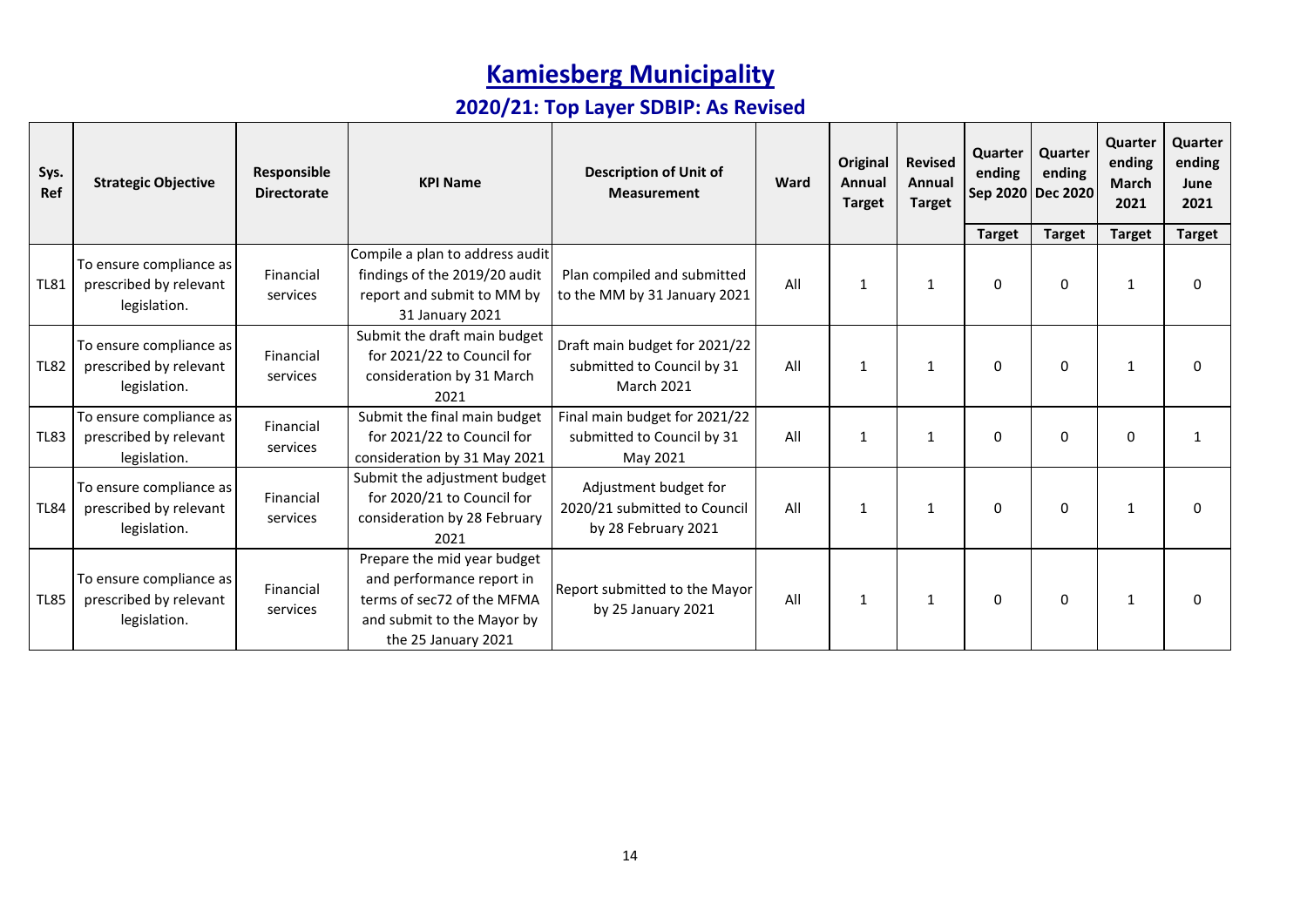# Kamiesberg Municipality

## 2020/21: Top Layer SDBIP: As Revised

| Sys. Ref | Strategic Objective | Responsible Directorate | KPI Name | Description of Unit of Measurement | Ward | Original Annual Target | Revised Annual Target | Quarter ending Sep 2020 | Quarter ending Dec 2020 | Quarter ending March 2021 | Quarter ending June 2021 |
|---|---|---|---|---|---|---|---|---|---|---|---|
| | | | | | | | | Target | Target | Target | Target |
| TL81 | To ensure compliance as prescribed by relevant legislation. | Financial services | Compile a plan to address audit findings of the 2019/20 audit report and submit to MM by 31 January 2021 | Plan compiled and submitted to the MM by 31 January 2021 | All | 1 | 1 | 0 | 0 | 1 | 0 |
| TL82 | To ensure compliance as prescribed by relevant legislation. | Financial services | Submit the draft main budget for 2021/22 to Council for consideration by 31 March 2021 | Draft main budget for 2021/22 submitted to Council by 31 March 2021 | All | 1 | 1 | 0 | 0 | 1 | 0 |
| TL83 | To ensure compliance as prescribed by relevant legislation. | Financial services | Submit the final main budget for 2021/22 to Council for consideration by 31 May 2021 | Final main budget for 2021/22 submitted to Council by 31 May 2021 | All | 1 | 1 | 0 | 0 | 0 | 1 |
| TL84 | To ensure compliance as prescribed by relevant legislation. | Financial services | Submit the adjustment budget for 2020/21 to Council for consideration by 28 February 2021 | Adjustment budget for 2020/21 submitted to Council by 28 February 2021 | All | 1 | 1 | 0 | 0 | 1 | 0 |
| TL85 | To ensure compliance as prescribed by relevant legislation. | Financial services | Prepare the mid year budget and performance report in terms of sec72 of the MFMA and submit to the Mayor by the 25 January 2021 | Report submitted to the Mayor by 25 January 2021 | All | 1 | 1 | 0 | 0 | 1 | 0 |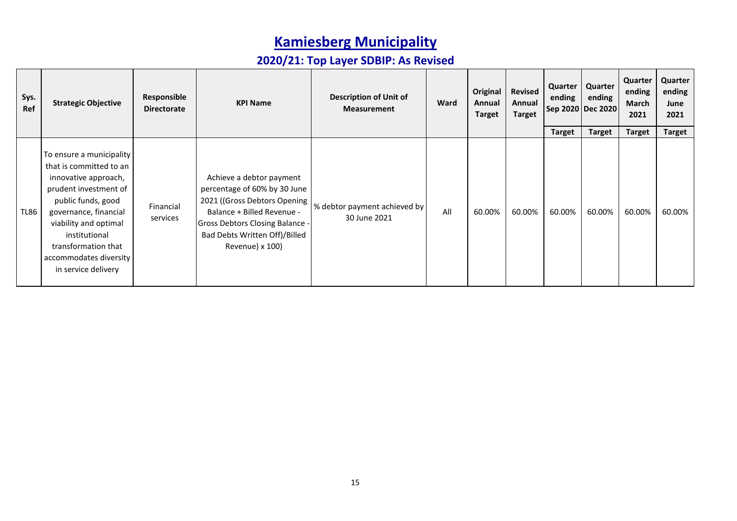# Kamiesberg Municipality

## 2020/21: Top Layer SDBIP: As Revised

| Sys. Ref | Strategic Objective | Responsible Directorate | KPI Name | Description of Unit of Measurement | Ward | Original Annual Target | Revised Annual Target | Quarter ending Sep 2020 | Quarter ending Dec 2020 | Quarter ending March 2021 | Quarter ending June 2021 |
|---|---|---|---|---|---|---|---|---|---|---|---|
| | | | | | | | | Target | Target | Target | Target |
| TL86 | To ensure a municipality that is committed to an innovative approach, prudent investment of public funds, good governance, financial viability and optimal institutional transformation that accommodates diversity in service delivery | Financial services | Achieve a debtor payment percentage of 60% by 30 June 2021 ((Gross Debtors Opening Balance + Billed Revenue - Gross Debtors Closing Balance - Bad Debts Written Off)/Billed Revenue) x 100) | % debtor payment achieved by 30 June 2021 | All | 60.00% | 60.00% | 60.00% | 60.00% | 60.00% | 60.00% |